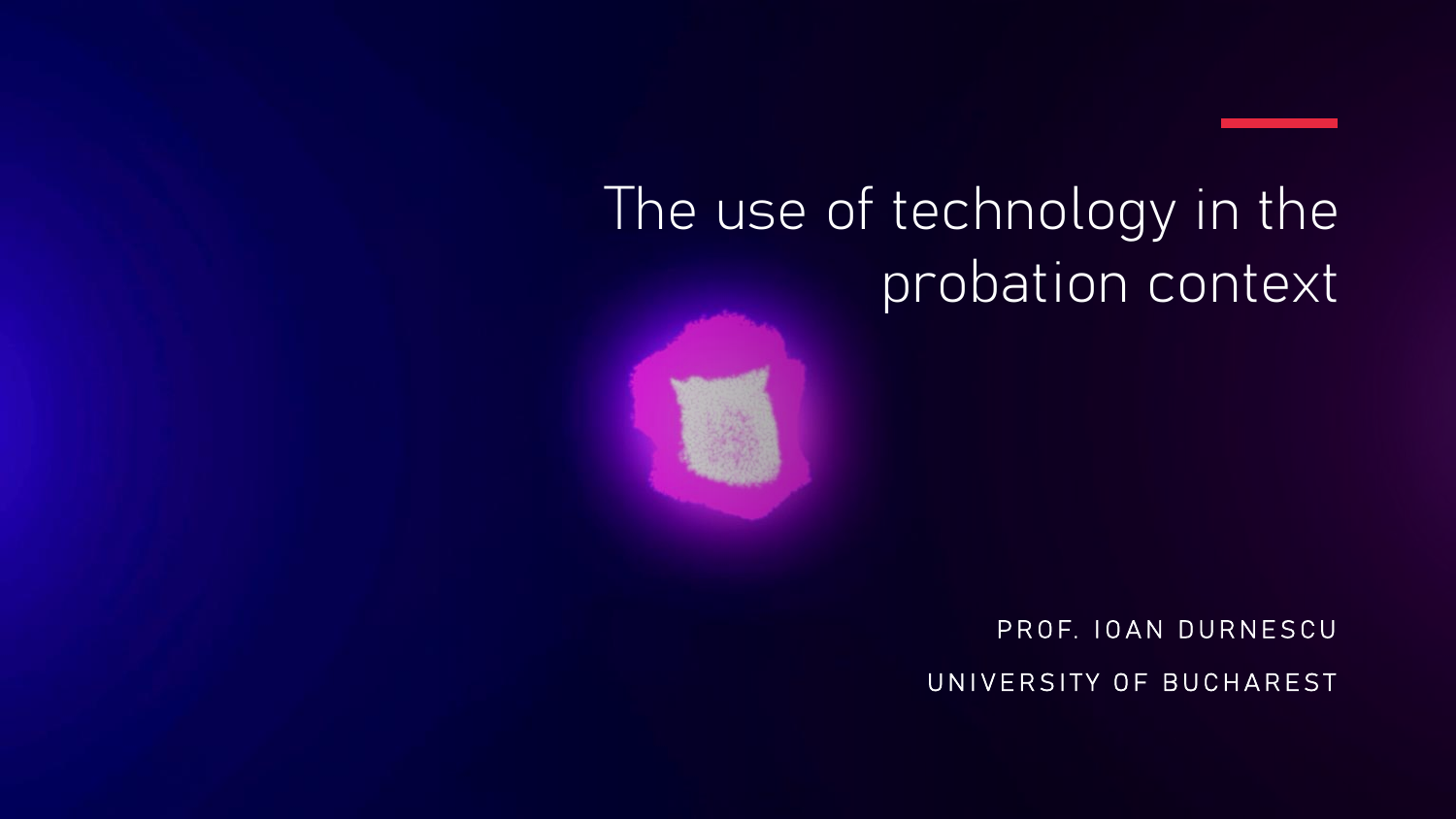# The use of technology in the probation context

PROF. IOAN DURNESCU

UNIVERSITY OF BUCHAREST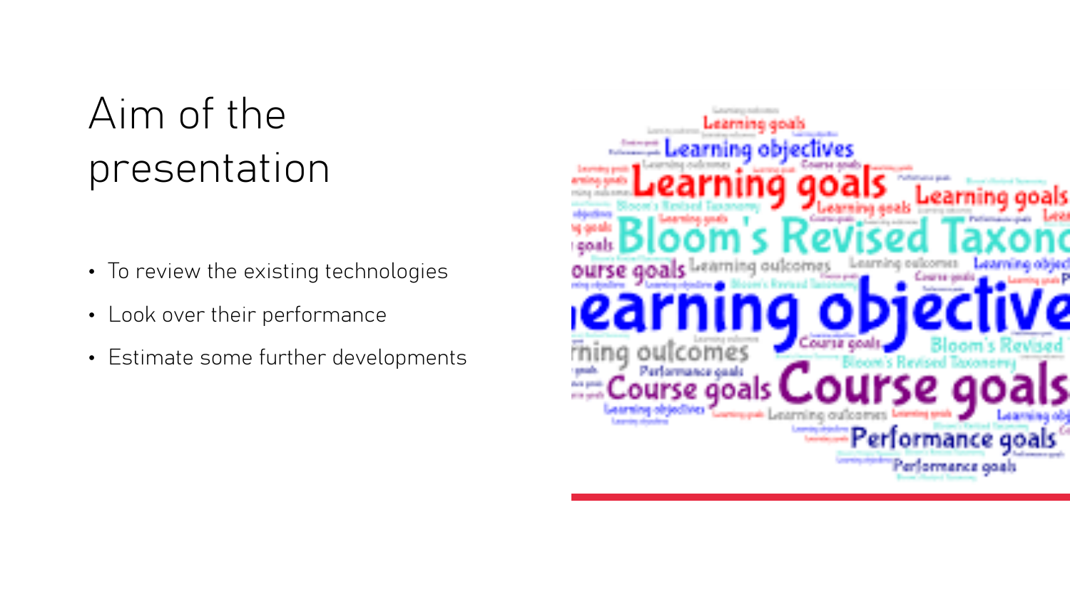# Aim of the presentation

- To review the existing technologies
- Look over their performance
- Estimate some further developments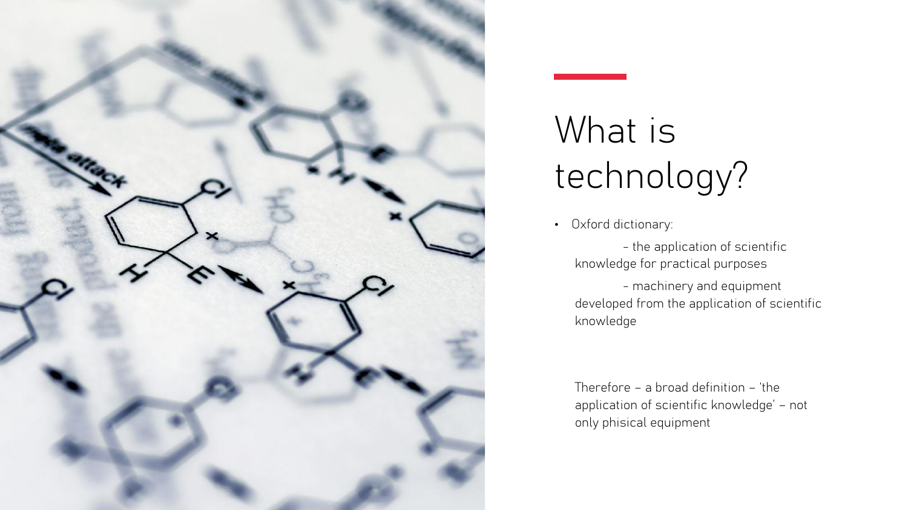# What is technology?

- Oxford dictionary:

  - the application of scientific knowledge for practical purposes

  - machinery and equipment developed from the application of scientific knowledge

  Therefore – a broad definition – 'the application of scientific knowledge' – not only phisical equipment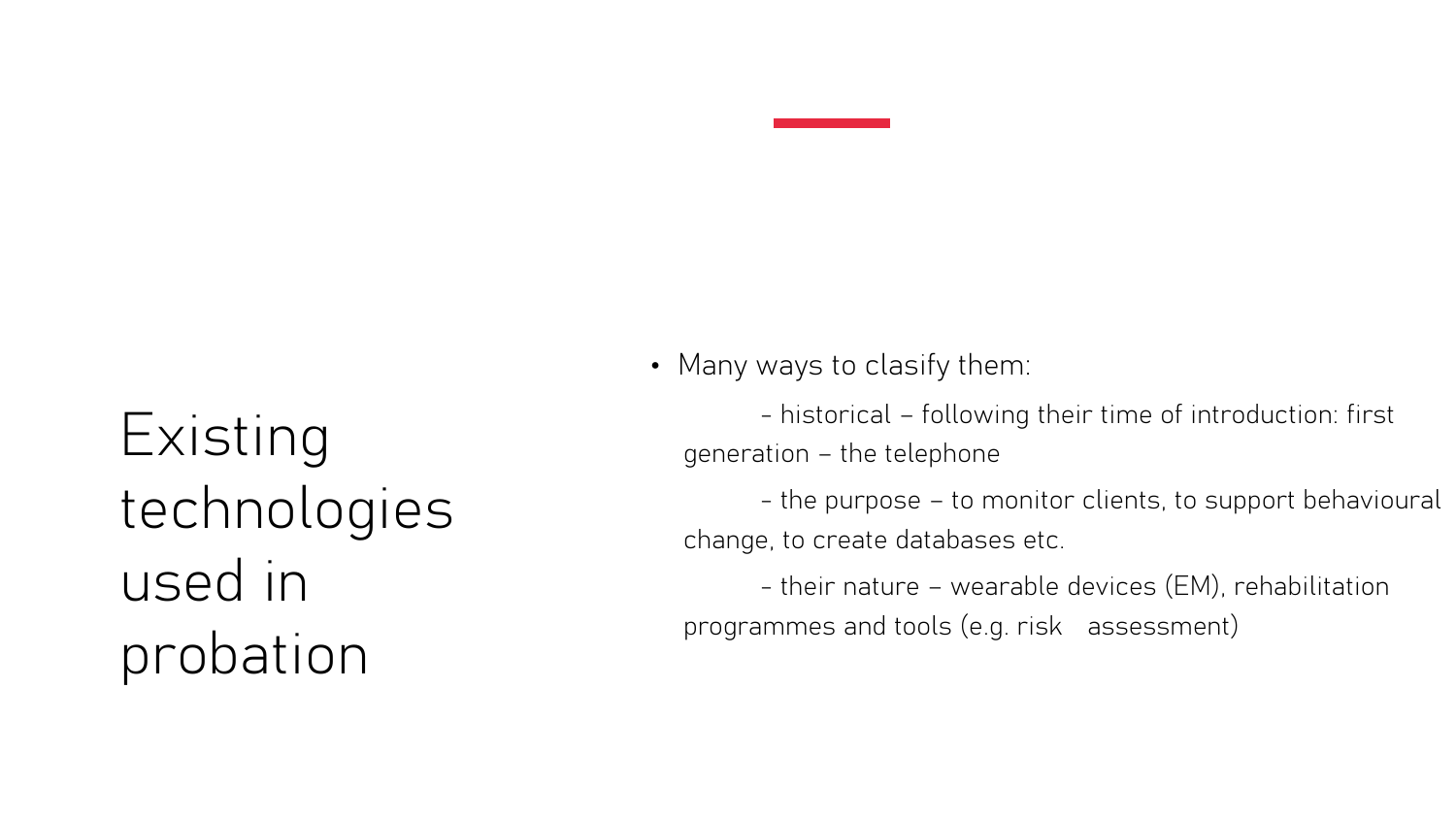# Existing technologies used in probation

- Many ways to clasify them:

  - historical – following their time of introduction: first generation – the telephone
  - the purpose – to monitor clients, to support behavioural change, to create databases etc.
  - their nature – wearable devices (EM), rehabilitation programmes and tools (e.g. risk assessment)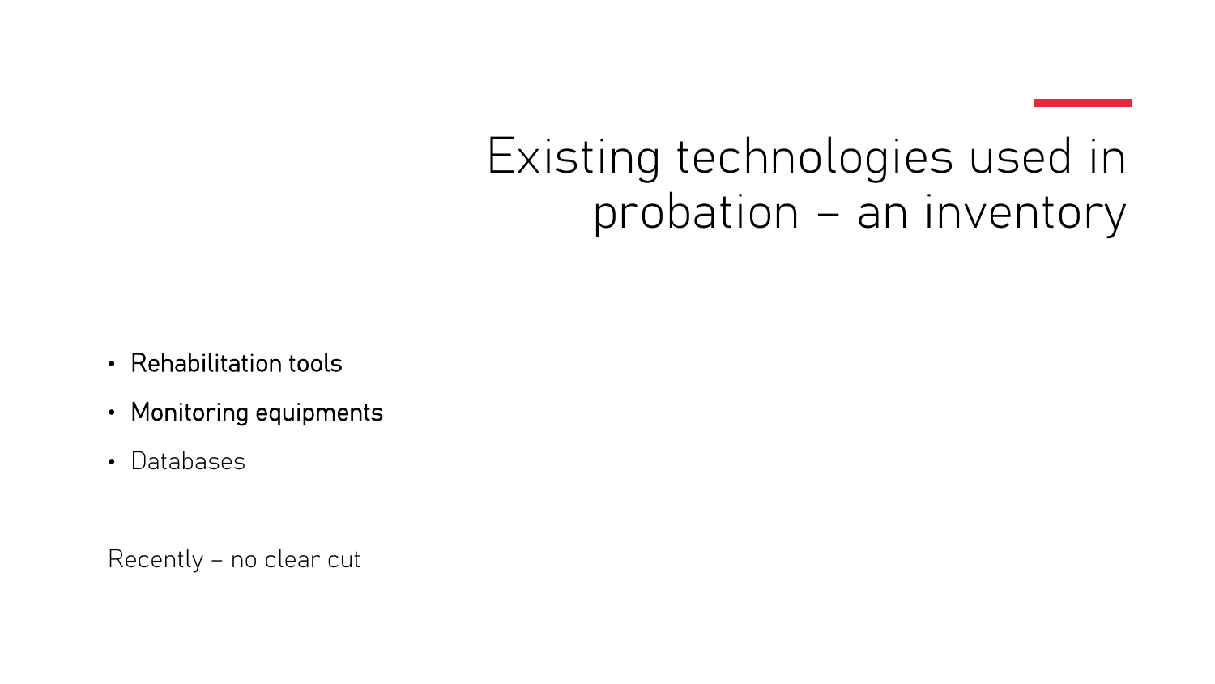# Existing technologies used in probation – an inventory

- Rehabilitation tools
- Monitoring equipments
- Databases

Recently – no clear cut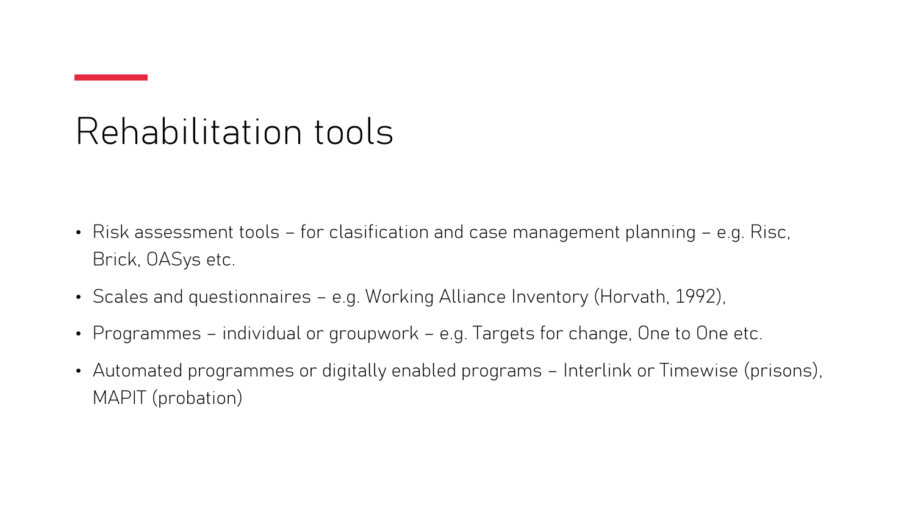# Rehabilitation tools

- Risk assessment tools – for clasification and case management planning – e.g. Risc, Brick, OASys etc.
- Scales and questionnaires – e.g. Working Alliance Inventory (Horvath, 1992),
- Programmes – individual or groupwork – e.g. Targets for change, One to One etc.
- Automated programmes or digitally enabled programs – Interlink or Timewise (prisons), MAPIT (probation)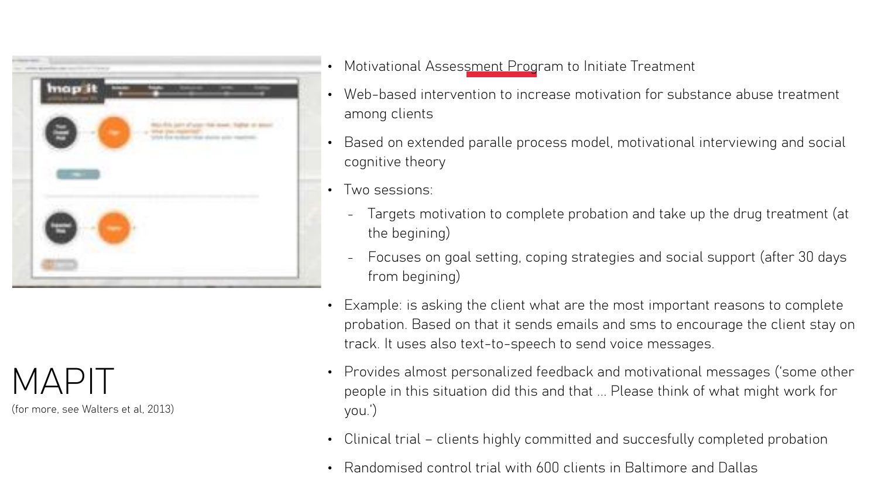# MAPIT

(for more, see Walters et al, 2013)

- Motivational Assessment Program to Initiate Treatment
- Web-based intervention to increase motivation for substance abuse treatment among clients
- Based on extended paralle process model, motivational interviewing and social cognitive theory
- Two sessions:
  - Targets motivation to complete probation and take up the drug treatment (at the begining)
  - Focuses on goal setting, coping strategies and social support (after 30 days from begining)
- Example: is asking the client what are the most important reasons to complete probation. Based on that it sends emails and sms to encourage the client stay on track. It uses also text-to-speech to send voice messages.
- Provides almost personalized feedback and motivational messages ('some other people in this situation did this and that ... Please think of what might work for you.')
- Clinical trial – clients highly committed and succesfully completed probation
- Randomised control trial with 600 clients in Baltimore and Dallas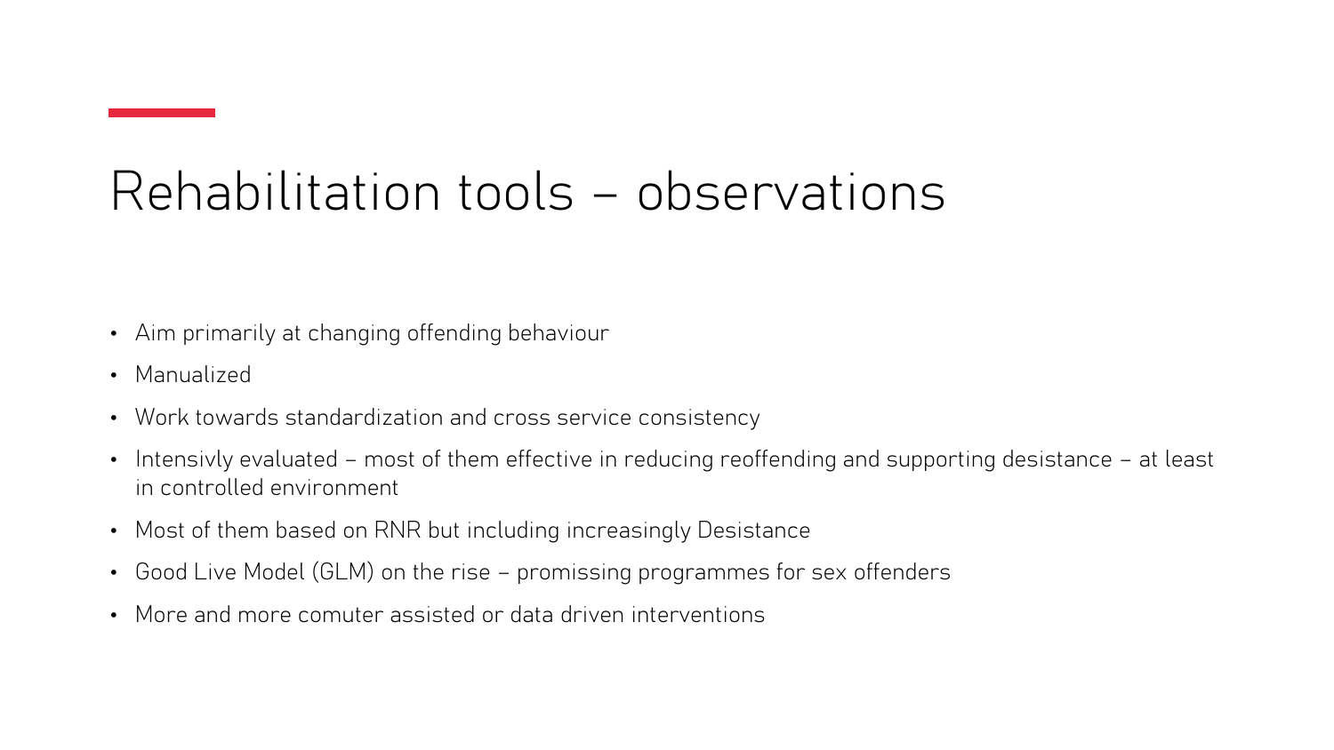# Rehabilitation tools – observations

- Aim primarily at changing offending behaviour
- Manualized
- Work towards standardization and cross service consistency
- Intensivly evaluated – most of them effective in reducing reoffending and supporting desistance – at least in controlled environment
- Most of them based on RNR but including increasingly Desistance
- Good Live Model (GLM) on the rise – promissing programmes for sex offenders
- More and more comuter assisted or data driven interventions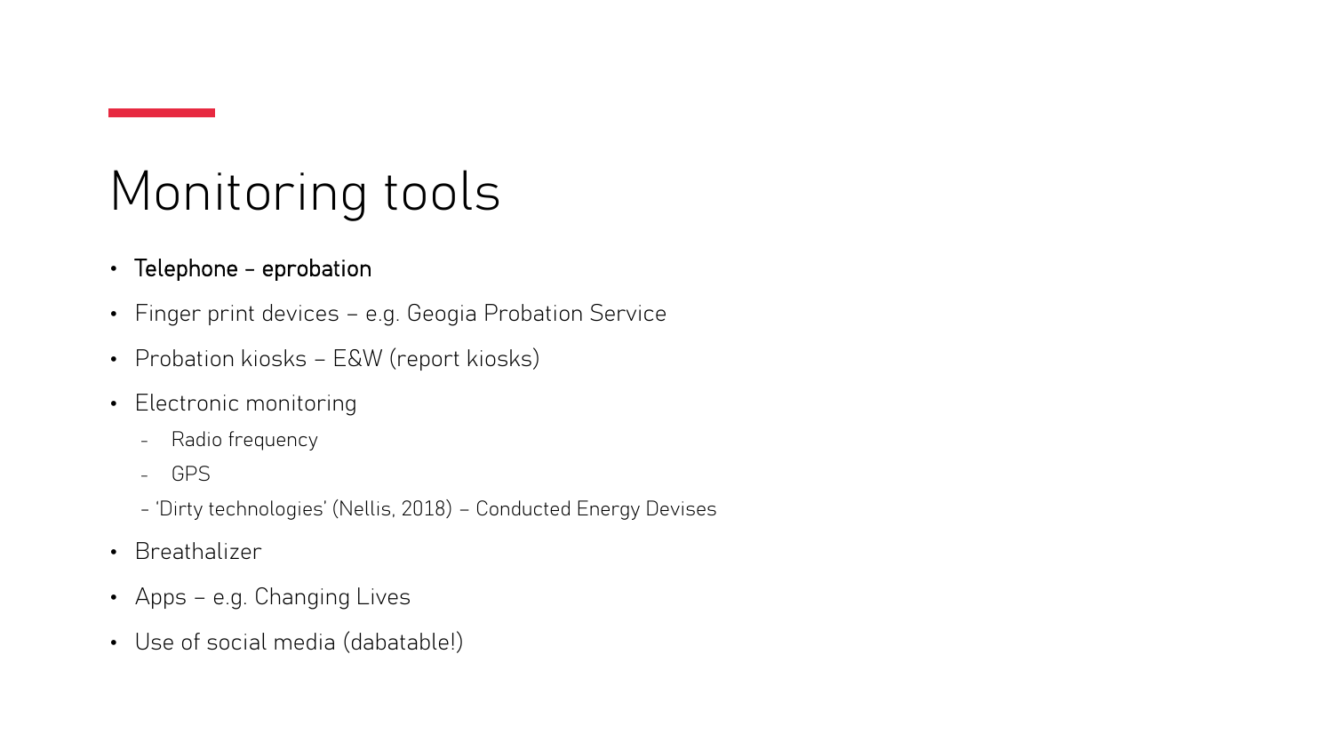# Monitoring tools

- **Telephone – eprobation**
- Finger print devices – e.g. Geogia Probation Service
- Probation kiosks – E&W (report kiosks)
- Electronic monitoring
  - Radio frequency
  - GPS
  - 'Dirty technologies' (Nellis, 2018) – Conducted Energy Devises
- Breathalizer
- Apps – e.g. Changing Lives
- Use of social media (dabatable!)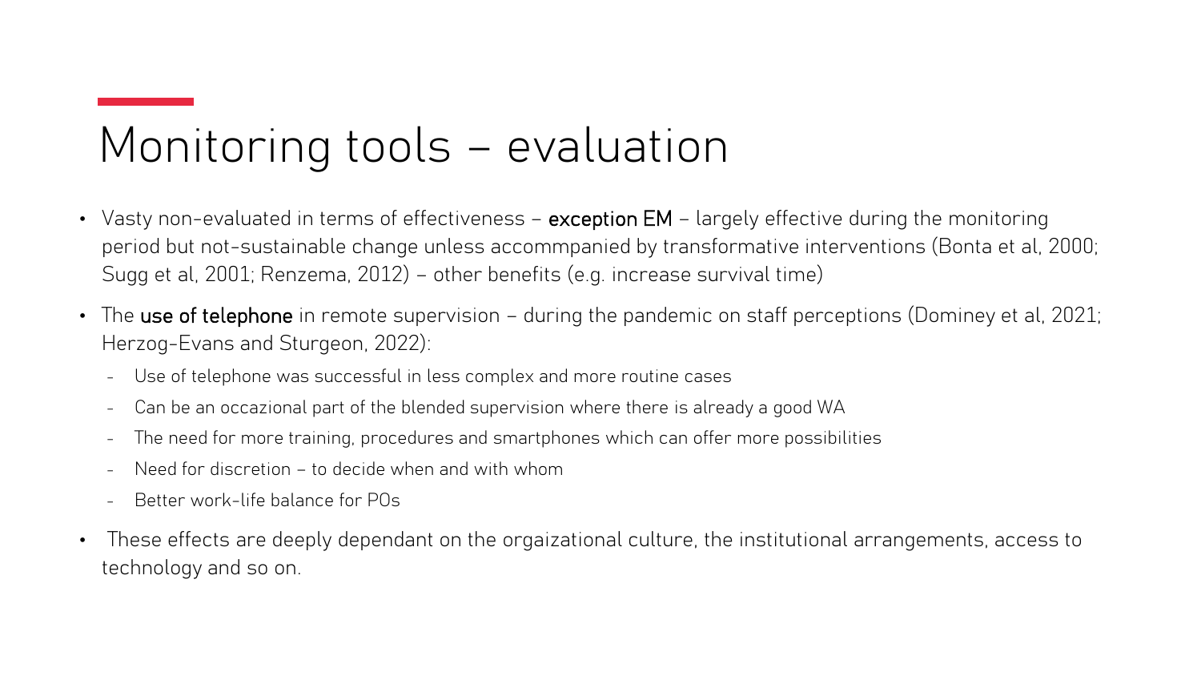# Monitoring tools – evaluation

- Vasty non-evaluated in terms of effectiveness – **exception EM** – largely effective during the monitoring period but not-sustainable change unless accommpanied by transformative interventions (Bonta et al, 2000; Sugg et al, 2001; Renzema, 2012) – other benefits (e.g. increase survival time)
- The **use of telephone** in remote supervision – during the pandemic on staff perceptions (Dominey et al, 2021; Herzog-Evans and Sturgeon, 2022):
  - Use of telephone was successful in less complex and more routine cases
  - Can be an occazional part of the blended supervision where there is already a good WA
  - The need for more training, procedures and smartphones which can offer more possibilities
  - Need for discretion – to decide when and with whom
  - Better work-life balance for POs
- These effects are deeply dependant on the orgaizational culture, the institutional arrangements, access to technology and so on.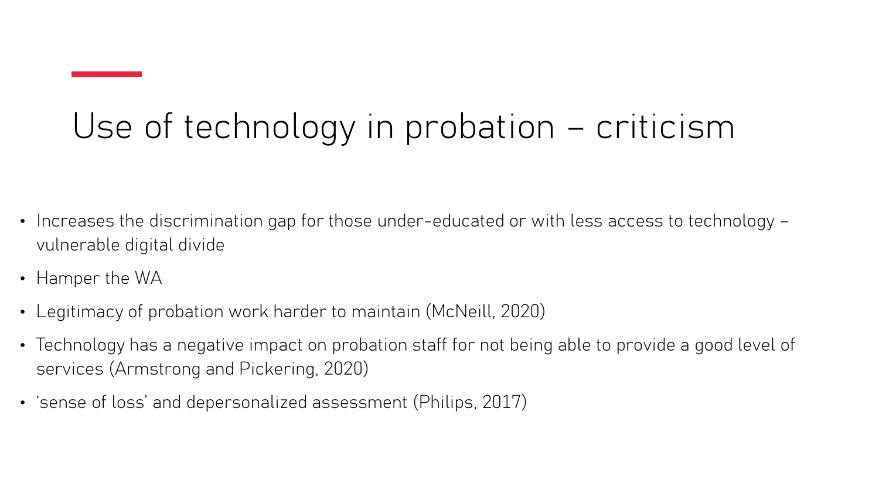# Use of technology in probation – criticism

- Increases the discrimination gap for those under-educated or with less access to technology – vulnerable digital divide
- Hamper the WA
- Legitimacy of probation work harder to maintain (McNeill, 2020)
- Technology has a negative impact on probation staff for not being able to provide a good level of services (Armstrong and Pickering, 2020)
- 'sense of loss' and depersonalized assessment (Philips, 2017)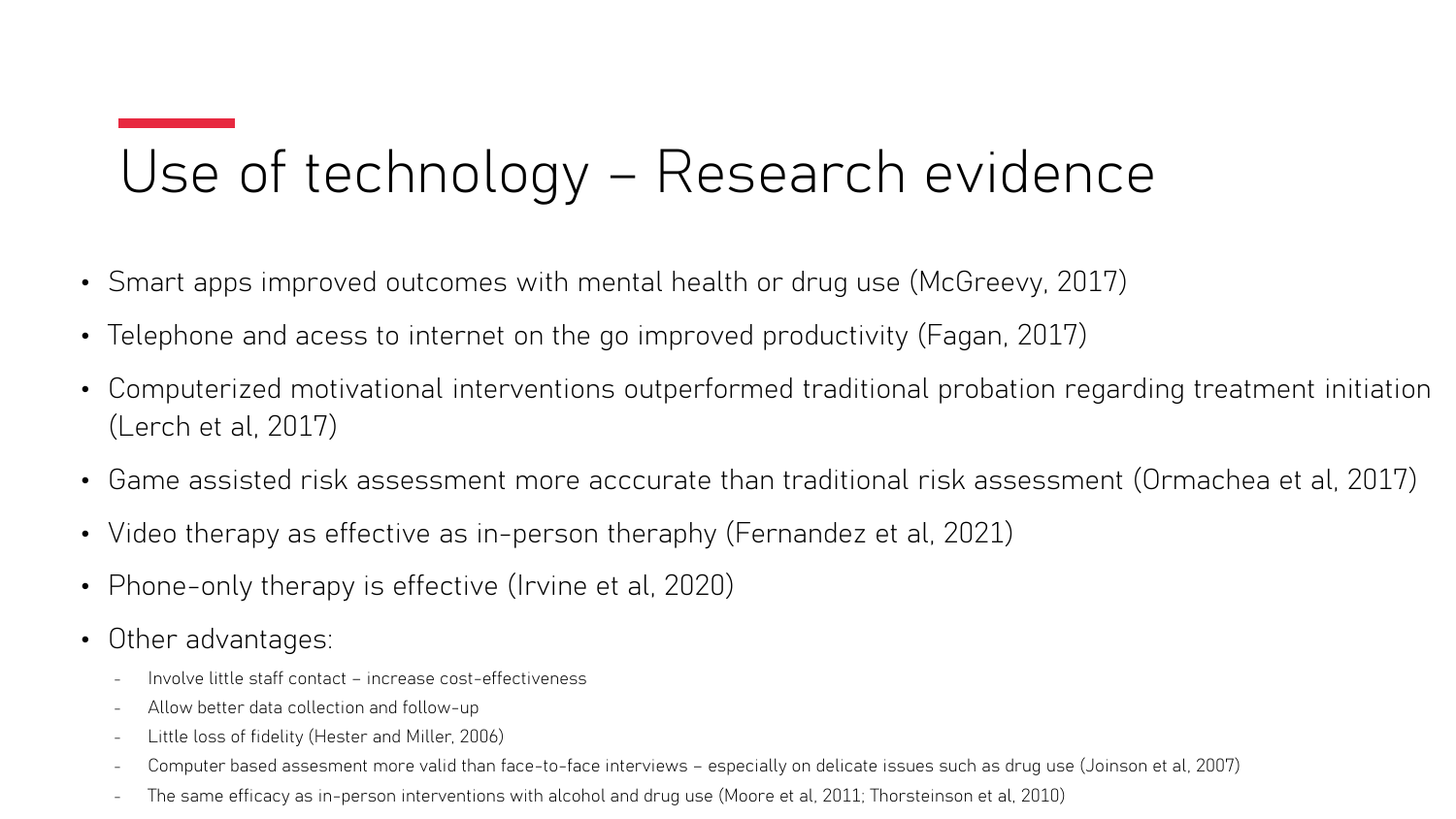# Use of technology – Research evidence

- Smart apps improved outcomes with mental health or drug use (McGreevy, 2017)
- Telephone and acess to internet on the go improved productivity (Fagan, 2017)
- Computerized motivational interventions outperformed traditional probation regarding treatment initiation (Lerch et al, 2017)
- Game assisted risk assessment more acccurate than traditional risk assessment (Ormachea et al, 2017)
- Video therapy as effective as in-person theraphy (Fernandez et al, 2021)
- Phone-only therapy is effective (Irvine et al, 2020)
- Other advantages:
  - Involve little staff contact – increase cost-effectiveness
  - Allow better data collection and follow-up
  - Little loss of fidelity (Hester and Miller, 2006)
  - Computer based assesment more valid than face-to-face interviews – especially on delicate issues such as drug use (Joinson et al, 2007)
  - The same efficacy as in-person interventions with alcohol and drug use (Moore et al, 2011; Thorsteinson et al, 2010)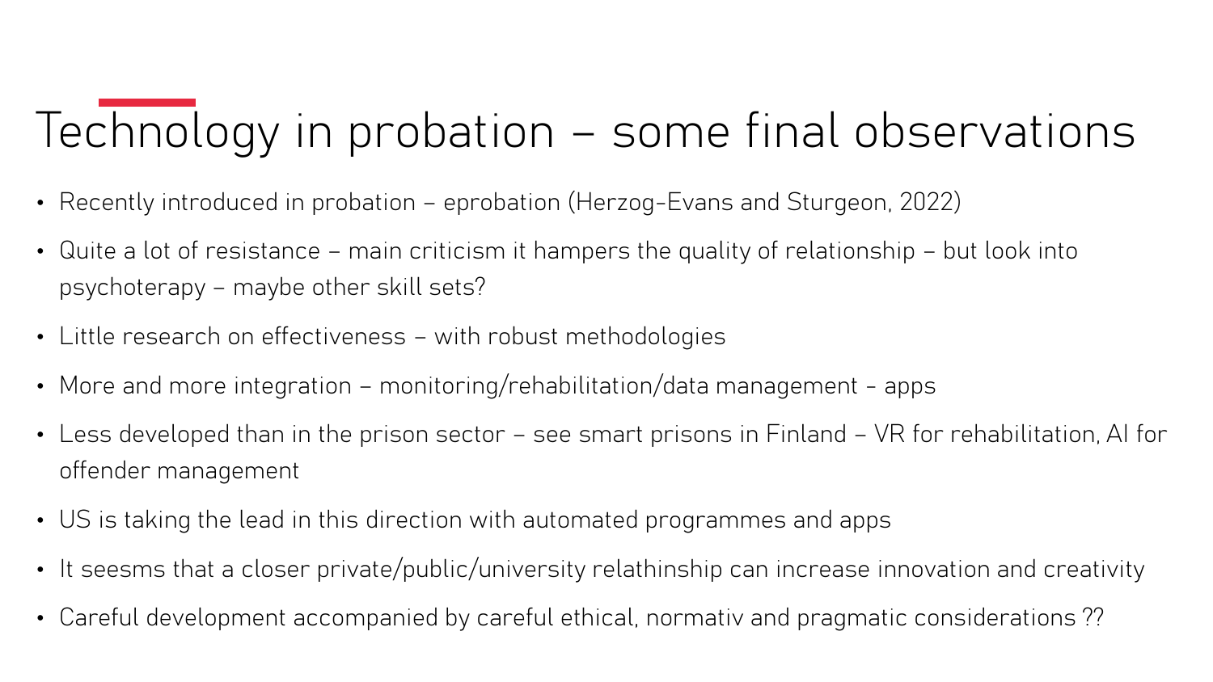# Technology in probation – some final observations

- Recently introduced in probation – eprobation (Herzog-Evans and Sturgeon, 2022)
- Quite a lot of resistance – main criticism it hampers the quality of relationship – but look into psychoterapy – maybe other skill sets?
- Little research on effectiveness – with robust methodologies
- More and more integration – monitoring/rehabilitation/data management - apps
- Less developed than in the prison sector – see smart prisons in Finland – VR for rehabilitation, AI for offender management
- US is taking the lead in this direction with automated programmes and apps
- It seesms that a closer private/public/university relathinship can increase innovation and creativity
- Careful development accompanied by careful ethical, normativ and pragmatic considerations ??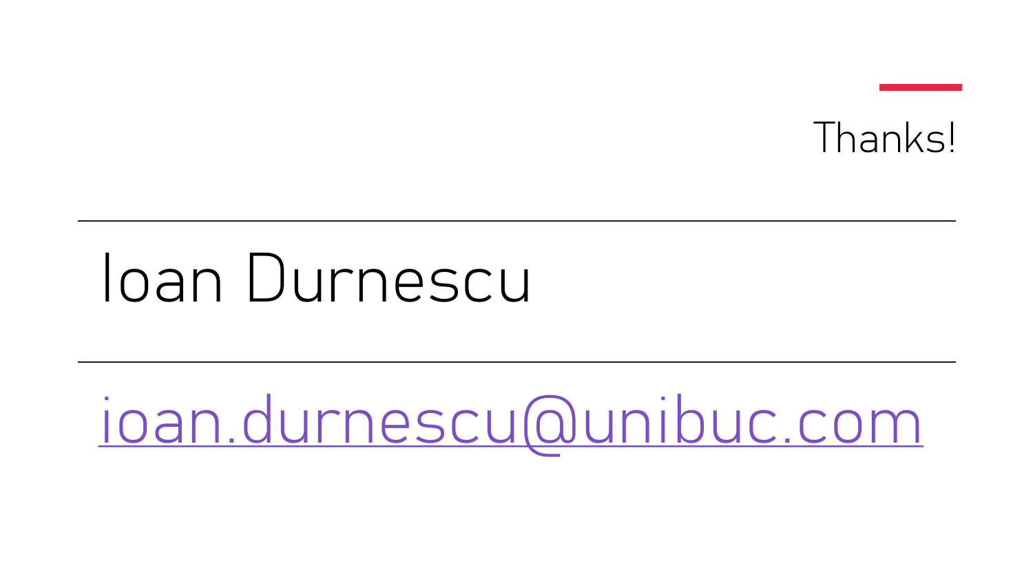Thanks!

# Ioan Durnescu

ioan.durnescu@unibuc.com